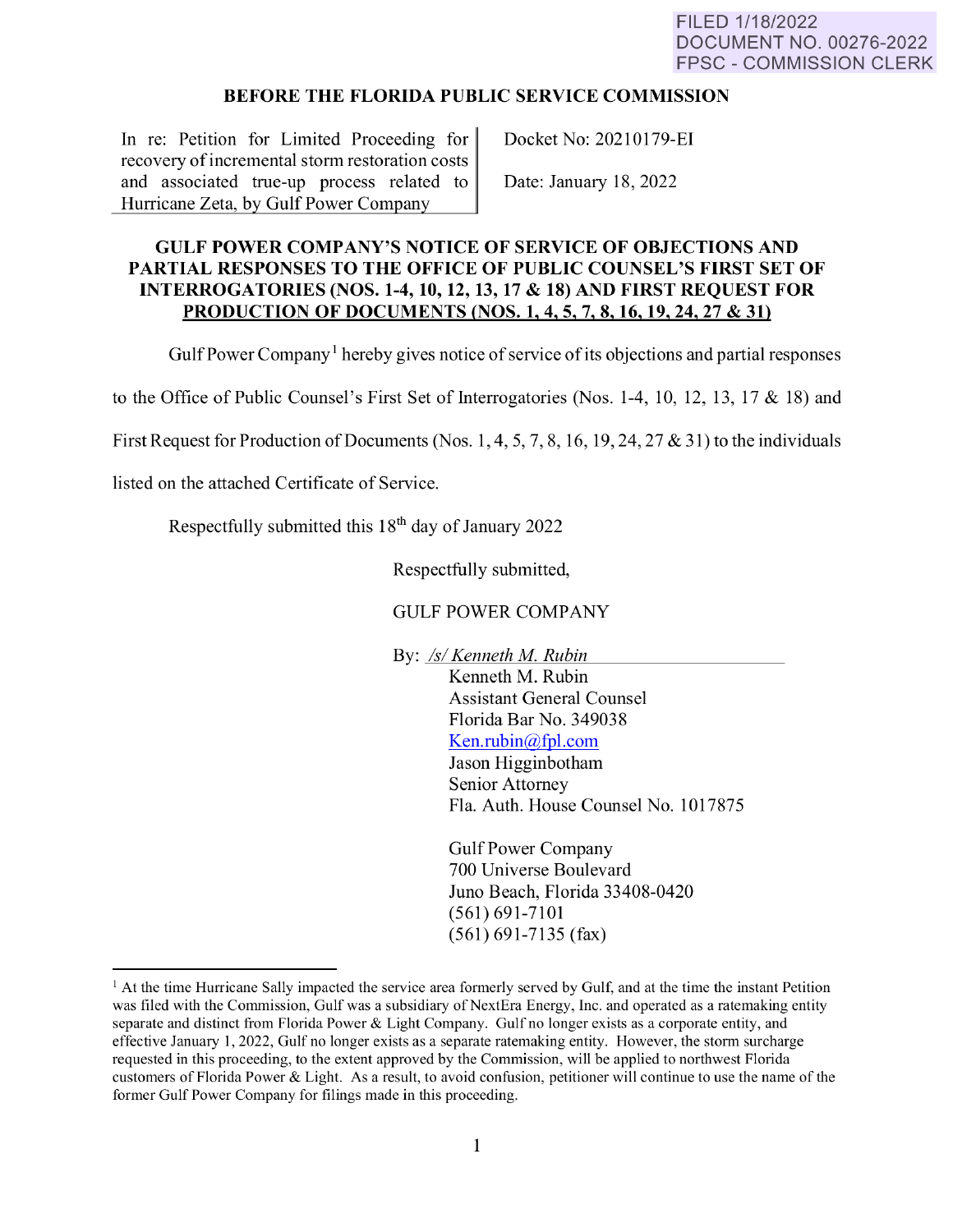FILED 1/18/2022
DOCUMENT NO. 00276-2022
FPSC - COMMISSION CLERK

**BEFORE THE FLORIDA PUBLIC SERVICE COMMISSION**

| In re: Petition for Limited Proceeding for recovery of incremental storm restoration costs and associated true-up process related to Hurricane Zeta, by Gulf Power Company | Docket No: 20210179-EI<br><br>Date: January 18, 2022 |
|---|---|

**GULF POWER COMPANY'S NOTICE OF SERVICE OF OBJECTIONS AND PARTIAL RESPONSES TO THE OFFICE OF PUBLIC COUNSEL'S FIRST SET OF INTERROGATORIES (NOS. 1-4, 10, 12, 13, 17 & 18) AND FIRST REQUEST FOR PRODUCTION OF DOCUMENTS (NOS. 1, 4, 5, 7, 8, 16, 19, 24, 27 & 31)**

Gulf Power Company[1] hereby gives notice of service of its objections and partial responses to the Office of Public Counsel's First Set of Interrogatories (Nos. 1-4, 10, 12, 13, 17 & 18) and First Request for Production of Documents (Nos. 1, 4, 5, 7, 8, 16, 19, 24, 27 & 31) to the individuals listed on the attached Certificate of Service.

Respectfully submitted this 18th day of January 2022

Respectfully submitted,

GULF POWER COMPANY

By: */s/ Kenneth M. Rubin*
Kenneth M. Rubin
Assistant General Counsel
Florida Bar No. 349038
Ken.rubin@fpl.com
Jason Higginbotham
Senior Attorney
Fla. Auth. House Counsel No. 1017875

Gulf Power Company
700 Universe Boulevard
Juno Beach, Florida 33408-0420
(561) 691-7101
(561) 691-7135 (fax)

---

[1] At the time Hurricane Sally impacted the service area formerly served by Gulf, and at the time the instant Petition was filed with the Commission, Gulf was a subsidiary of NextEra Energy, Inc. and operated as a ratemaking entity separate and distinct from Florida Power & Light Company. Gulf no longer exists as a corporate entity, and effective January 1, 2022, Gulf no longer exists as a separate ratemaking entity. However, the storm surcharge requested in this proceeding, to the extent approved by the Commission, will be applied to northwest Florida customers of Florida Power & Light. As a result, to avoid confusion, petitioner will continue to use the name of the former Gulf Power Company for filings made in this proceeding.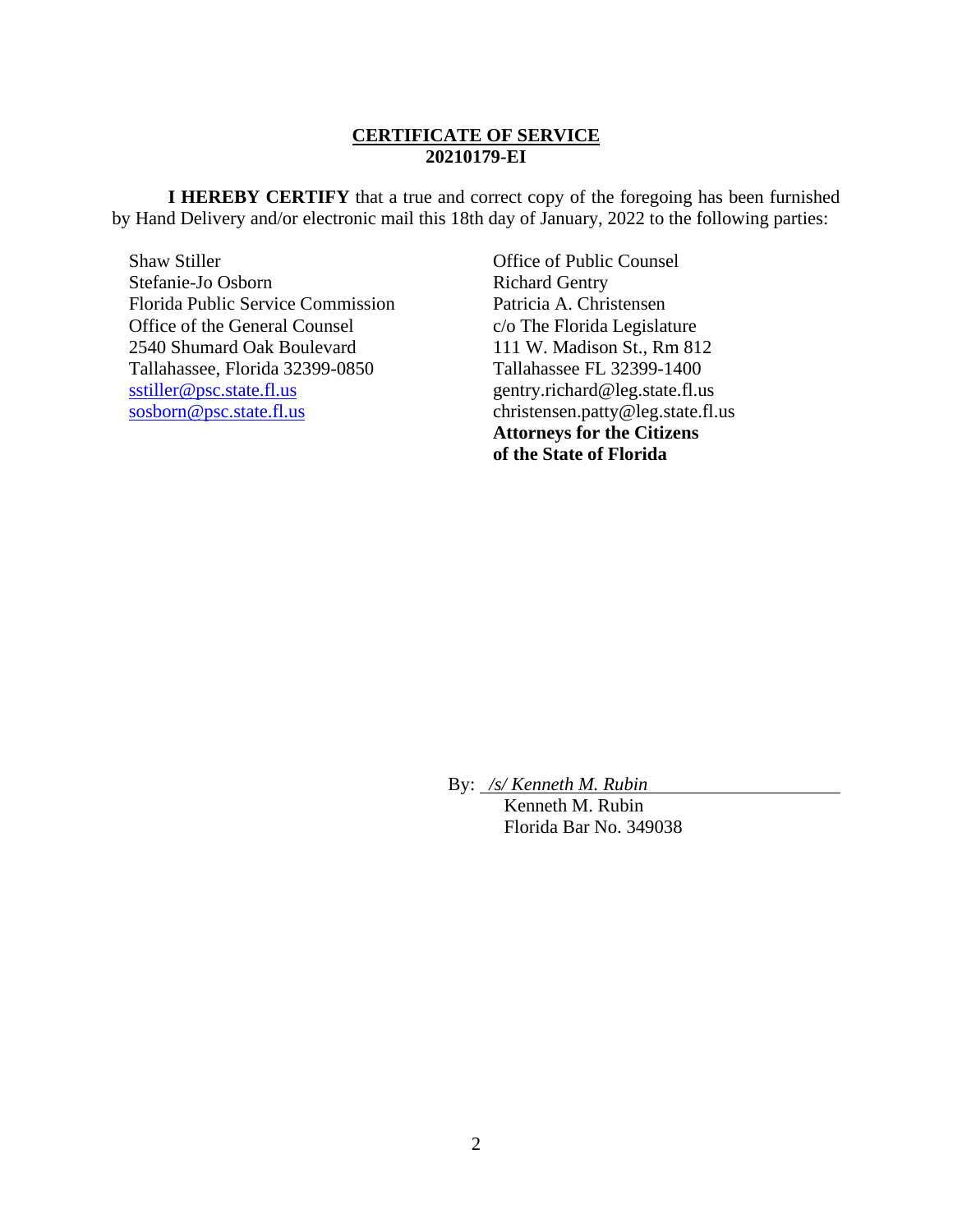**CERTIFICATE OF SERVICE**
**20210179-EI**

**I HEREBY CERTIFY** that a true and correct copy of the foregoing has been furnished by Hand Delivery and/or electronic mail this 18th day of January, 2022 to the following parties:

Shaw Stiller
Stefanie-Jo Osborn
Florida Public Service Commission
Office of the General Counsel
2540 Shumard Oak Boulevard
Tallahassee, Florida 32399-0850
sstiller@psc.state.fl.us
sosborn@psc.state.fl.us

Office of Public Counsel
Richard Gentry
Patricia A. Christensen
c/o The Florida Legislature
111 W. Madison St., Rm 812
Tallahassee FL 32399-1400
gentry.richard@leg.state.fl.us
christensen.patty@leg.state.fl.us
**Attorneys for the Citizens of the State of Florida**

By: */s/ Kenneth M. Rubin*
Kenneth M. Rubin
Florida Bar No. 349038